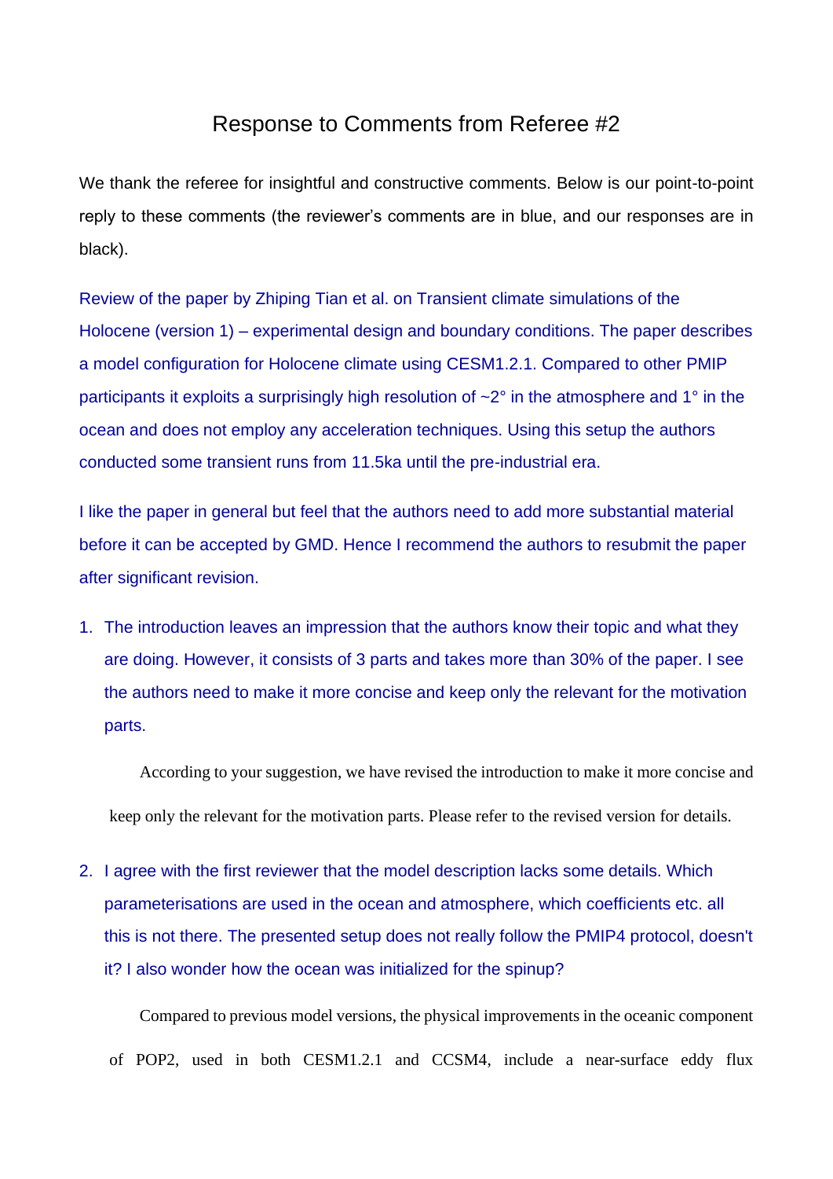# Response to Comments from Referee #2

We thank the referee for insightful and constructive comments. Below is our point-to-point reply to these comments (the reviewer's comments are in blue, and our responses are in black).

Review of the paper by Zhiping Tian et al. on Transient climate simulations of the Holocene (version 1) – experimental design and boundary conditions. The paper describes a model configuration for Holocene climate using CESM1.2.1. Compared to other PMIP participants it exploits a surprisingly high resolution of ~2° in the atmosphere and 1° in the ocean and does not employ any acceleration techniques. Using this setup the authors conducted some transient runs from 11.5ka until the pre-industrial era.

I like the paper in general but feel that the authors need to add more substantial material before it can be accepted by GMD. Hence I recommend the authors to resubmit the paper after significant revision.

1. The introduction leaves an impression that the authors know their topic and what they are doing. However, it consists of 3 parts and takes more than 30% of the paper. I see the authors need to make it more concise and keep only the relevant for the motivation parts.

   According to your suggestion, we have revised the introduction to make it more concise and keep only the relevant for the motivation parts. Please refer to the revised version for details.

2. I agree with the first reviewer that the model description lacks some details. Which parameterisations are used in the ocean and atmosphere, which coefficients etc. all this is not there. The presented setup does not really follow the PMIP4 protocol, doesn't it? I also wonder how the ocean was initialized for the spinup?

   Compared to previous model versions, the physical improvements in the oceanic component of POP2, used in both CESM1.2.1 and CCSM4, include a near-surface eddy flux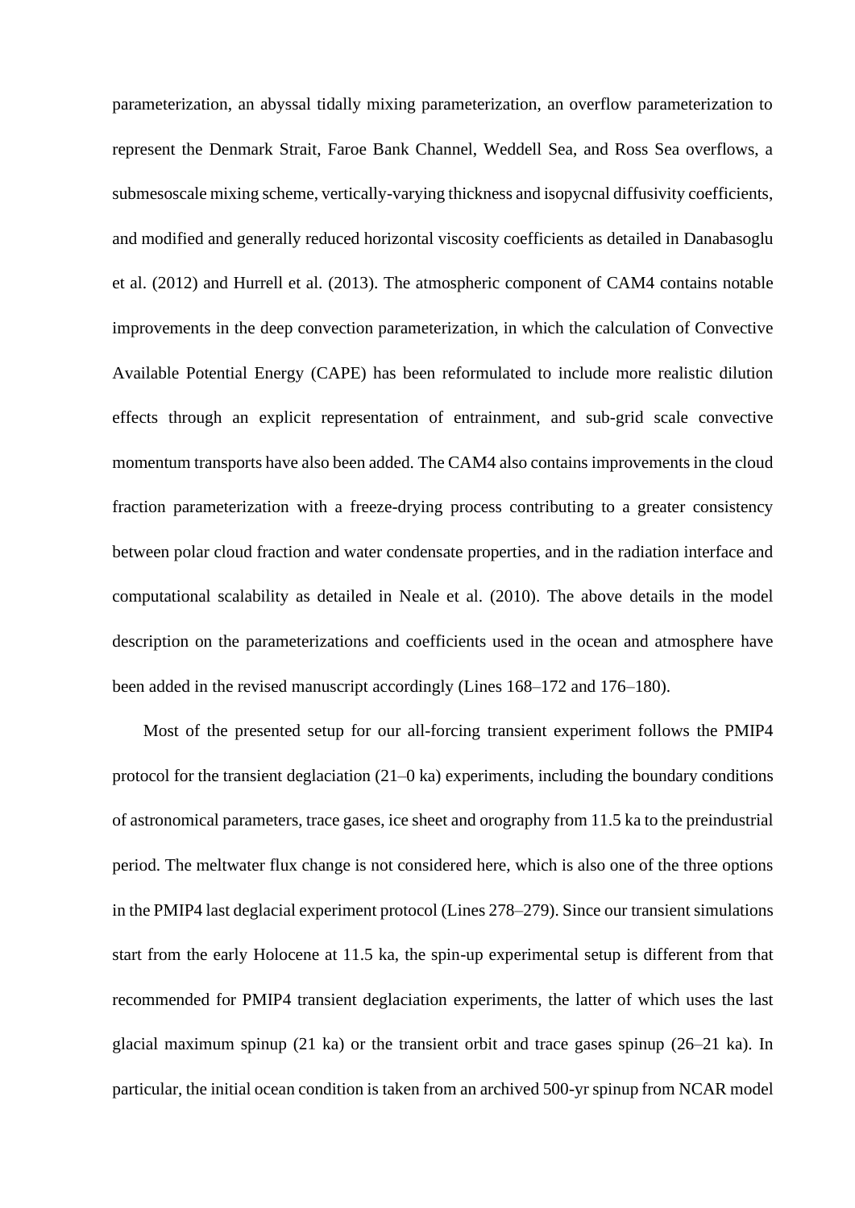parameterization, an abyssal tidally mixing parameterization, an overflow parameterization to represent the Denmark Strait, Faroe Bank Channel, Weddell Sea, and Ross Sea overflows, a submesoscale mixing scheme, vertically-varying thickness and isopycnal diffusivity coefficients, and modified and generally reduced horizontal viscosity coefficients as detailed in Danabasoglu et al. (2012) and Hurrell et al. (2013). The atmospheric component of CAM4 contains notable improvements in the deep convection parameterization, in which the calculation of Convective Available Potential Energy (CAPE) has been reformulated to include more realistic dilution effects through an explicit representation of entrainment, and sub-grid scale convective momentum transports have also been added. The CAM4 also contains improvements in the cloud fraction parameterization with a freeze-drying process contributing to a greater consistency between polar cloud fraction and water condensate properties, and in the radiation interface and computational scalability as detailed in Neale et al. (2010). The above details in the model description on the parameterizations and coefficients used in the ocean and atmosphere have been added in the revised manuscript accordingly (Lines 168–172 and 176–180).

Most of the presented setup for our all-forcing transient experiment follows the PMIP4 protocol for the transient deglaciation (21–0 ka) experiments, including the boundary conditions of astronomical parameters, trace gases, ice sheet and orography from 11.5 ka to the preindustrial period. The meltwater flux change is not considered here, which is also one of the three options in the PMIP4 last deglacial experiment protocol (Lines 278–279). Since our transient simulations start from the early Holocene at 11.5 ka, the spin-up experimental setup is different from that recommended for PMIP4 transient deglaciation experiments, the latter of which uses the last glacial maximum spinup (21 ka) or the transient orbit and trace gases spinup (26–21 ka). In particular, the initial ocean condition is taken from an archived 500-yr spinup from NCAR model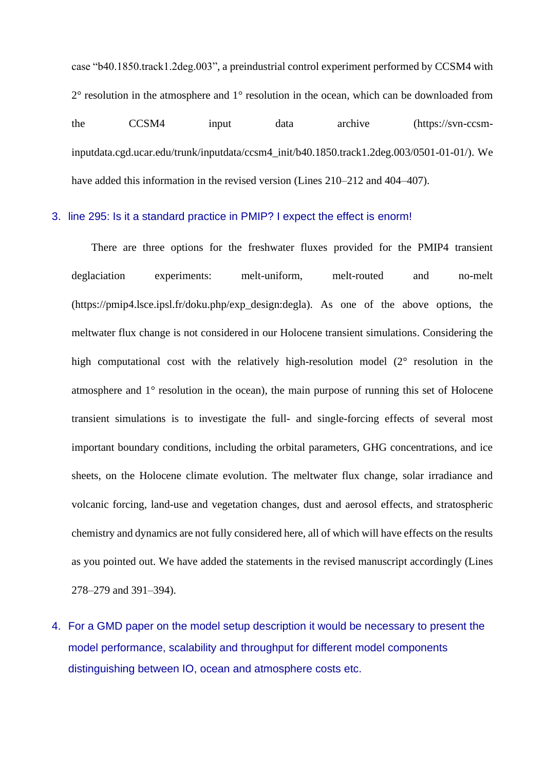case "b40.1850.track1.2deg.003", a preindustrial control experiment performed by CCSM4 with 2° resolution in the atmosphere and 1° resolution in the ocean, which can be downloaded from the CCSM4 input data archive (https://svn-ccsm-inputdata.cgd.ucar.edu/trunk/inputdata/ccsm4_init/b40.1850.track1.2deg.003/0501-01-01/). We have added this information in the revised version (Lines 210–212 and 404–407).

3. line 295: Is it a standard practice in PMIP? I expect the effect is enorm!

There are three options for the freshwater fluxes provided for the PMIP4 transient deglaciation experiments: melt-uniform, melt-routed and no-melt (https://pmip4.lsce.ipsl.fr/doku.php/exp_design:degla). As one of the above options, the meltwater flux change is not considered in our Holocene transient simulations. Considering the high computational cost with the relatively high-resolution model (2° resolution in the atmosphere and 1° resolution in the ocean), the main purpose of running this set of Holocene transient simulations is to investigate the full- and single-forcing effects of several most important boundary conditions, including the orbital parameters, GHG concentrations, and ice sheets, on the Holocene climate evolution. The meltwater flux change, solar irradiance and volcanic forcing, land-use and vegetation changes, dust and aerosol effects, and stratospheric chemistry and dynamics are not fully considered here, all of which will have effects on the results as you pointed out. We have added the statements in the revised manuscript accordingly (Lines 278–279 and 391–394).

4. For a GMD paper on the model setup description it would be necessary to present the model performance, scalability and throughput for different model components distinguishing between IO, ocean and atmosphere costs etc.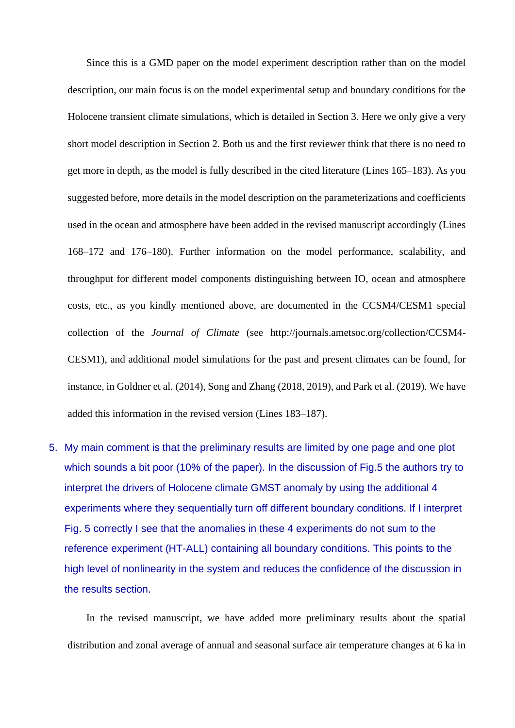Since this is a GMD paper on the model experiment description rather than on the model description, our main focus is on the model experimental setup and boundary conditions for the Holocene transient climate simulations, which is detailed in Section 3. Here we only give a very short model description in Section 2. Both us and the first reviewer think that there is no need to get more in depth, as the model is fully described in the cited literature (Lines 165–183). As you suggested before, more details in the model description on the parameterizations and coefficients used in the ocean and atmosphere have been added in the revised manuscript accordingly (Lines 168–172 and 176–180). Further information on the model performance, scalability, and throughput for different model components distinguishing between IO, ocean and atmosphere costs, etc., as you kindly mentioned above, are documented in the CCSM4/CESM1 special collection of the *Journal of Climate* (see http://journals.ametsoc.org/collection/CCSM4-CESM1), and additional model simulations for the past and present climates can be found, for instance, in Goldner et al. (2014), Song and Zhang (2018, 2019), and Park et al. (2019). We have added this information in the revised version (Lines 183–187).

5. My main comment is that the preliminary results are limited by one page and one plot which sounds a bit poor (10% of the paper). In the discussion of Fig.5 the authors try to interpret the drivers of Holocene climate GMST anomaly by using the additional 4 experiments where they sequentially turn off different boundary conditions. If I interpret Fig. 5 correctly I see that the anomalies in these 4 experiments do not sum to the reference experiment (HT-ALL) containing all boundary conditions. This points to the high level of nonlinearity in the system and reduces the confidence of the discussion in the results section.

In the revised manuscript, we have added more preliminary results about the spatial distribution and zonal average of annual and seasonal surface air temperature changes at 6 ka in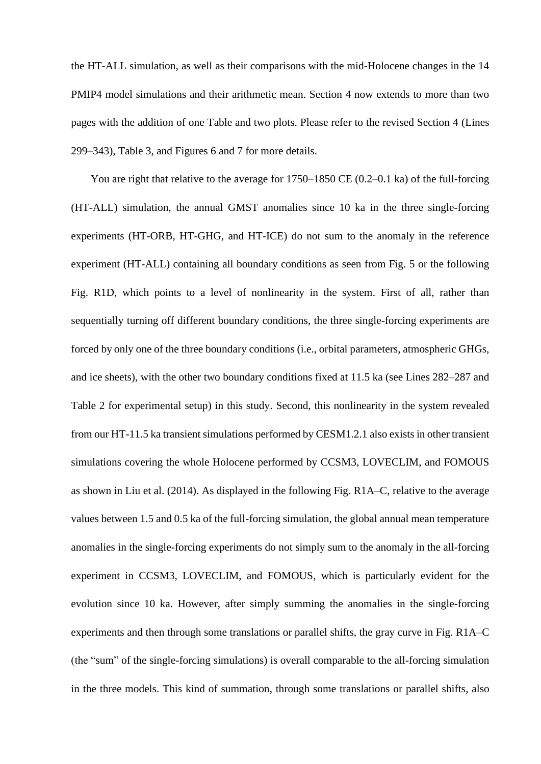the HT-ALL simulation, as well as their comparisons with the mid-Holocene changes in the 14 PMIP4 model simulations and their arithmetic mean. Section 4 now extends to more than two pages with the addition of one Table and two plots. Please refer to the revised Section 4 (Lines 299–343), Table 3, and Figures 6 and 7 for more details.

You are right that relative to the average for 1750–1850 CE (0.2–0.1 ka) of the full-forcing (HT-ALL) simulation, the annual GMST anomalies since 10 ka in the three single-forcing experiments (HT-ORB, HT-GHG, and HT-ICE) do not sum to the anomaly in the reference experiment (HT-ALL) containing all boundary conditions as seen from Fig. 5 or the following Fig. R1D, which points to a level of nonlinearity in the system. First of all, rather than sequentially turning off different boundary conditions, the three single-forcing experiments are forced by only one of the three boundary conditions (i.e., orbital parameters, atmospheric GHGs, and ice sheets), with the other two boundary conditions fixed at 11.5 ka (see Lines 282–287 and Table 2 for experimental setup) in this study. Second, this nonlinearity in the system revealed from our HT-11.5 ka transient simulations performed by CESM1.2.1 also exists in other transient simulations covering the whole Holocene performed by CCSM3, LOVECLIM, and FOMOUS as shown in Liu et al. (2014). As displayed in the following Fig. R1A–C, relative to the average values between 1.5 and 0.5 ka of the full-forcing simulation, the global annual mean temperature anomalies in the single-forcing experiments do not simply sum to the anomaly in the all-forcing experiment in CCSM3, LOVECLIM, and FOMOUS, which is particularly evident for the evolution since 10 ka. However, after simply summing the anomalies in the single-forcing experiments and then through some translations or parallel shifts, the gray curve in Fig. R1A–C (the "sum" of the single-forcing simulations) is overall comparable to the all-forcing simulation in the three models. This kind of summation, through some translations or parallel shifts, also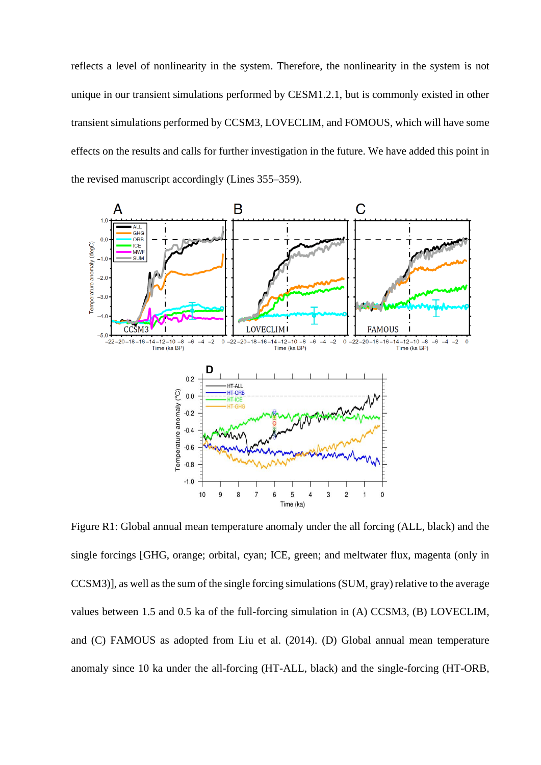reflects a level of nonlinearity in the system. Therefore, the nonlinearity in the system is not unique in our transient simulations performed by CESM1.2.1, but is commonly existed in other transient simulations performed by CCSM3, LOVECLIM, and FOMOUS, which will have some effects on the results and calls for further investigation in the future. We have added this point in the revised manuscript accordingly (Lines 355–359).

Figure R1: Global annual mean temperature anomaly under the all forcing (ALL, black) and the single forcings [GHG, orange; orbital, cyan; ICE, green; and meltwater flux, magenta (only in CCSM3)], as well as the sum of the single forcing simulations (SUM, gray) relative to the average values between 1.5 and 0.5 ka of the full-forcing simulation in (A) CCSM3, (B) LOVECLIM, and (C) FAMOUS as adopted from Liu et al. (2014). (D) Global annual mean temperature anomaly since 10 ka under the all-forcing (HT-ALL, black) and the single-forcing (HT-ORB,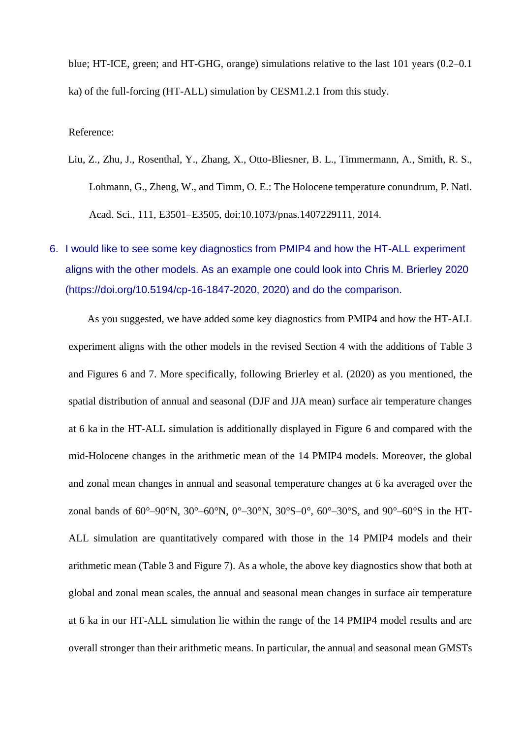blue; HT-ICE, green; and HT-GHG, orange) simulations relative to the last 101 years (0.2–0.1 ka) of the full-forcing (HT-ALL) simulation by CESM1.2.1 from this study.

Reference:

Liu, Z., Zhu, J., Rosenthal, Y., Zhang, X., Otto-Bliesner, B. L., Timmermann, A., Smith, R. S., Lohmann, G., Zheng, W., and Timm, O. E.: The Holocene temperature conundrum, P. Natl. Acad. Sci., 111, E3501–E3505, doi:10.1073/pnas.1407229111, 2014.

6. I would like to see some key diagnostics from PMIP4 and how the HT-ALL experiment aligns with the other models. As an example one could look into Chris M. Brierley 2020 (https://doi.org/10.5194/cp-16-1847-2020, 2020) and do the comparison.

As you suggested, we have added some key diagnostics from PMIP4 and how the HT-ALL experiment aligns with the other models in the revised Section 4 with the additions of Table 3 and Figures 6 and 7. More specifically, following Brierley et al. (2020) as you mentioned, the spatial distribution of annual and seasonal (DJF and JJA mean) surface air temperature changes at 6 ka in the HT-ALL simulation is additionally displayed in Figure 6 and compared with the mid-Holocene changes in the arithmetic mean of the 14 PMIP4 models. Moreover, the global and zonal mean changes in annual and seasonal temperature changes at 6 ka averaged over the zonal bands of 60°–90°N, 30°–60°N, 0°–30°N, 30°S–0°, 60°–30°S, and 90°–60°S in the HT-ALL simulation are quantitatively compared with those in the 14 PMIP4 models and their arithmetic mean (Table 3 and Figure 7). As a whole, the above key diagnostics show that both at global and zonal mean scales, the annual and seasonal mean changes in surface air temperature at 6 ka in our HT-ALL simulation lie within the range of the 14 PMIP4 model results and are overall stronger than their arithmetic means. In particular, the annual and seasonal mean GMSTs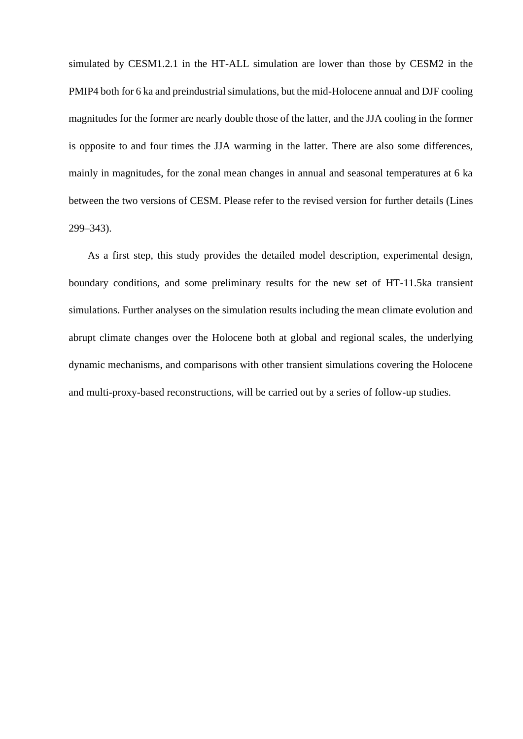simulated by CESM1.2.1 in the HT-ALL simulation are lower than those by CESM2 in the PMIP4 both for 6 ka and preindustrial simulations, but the mid-Holocene annual and DJF cooling magnitudes for the former are nearly double those of the latter, and the JJA cooling in the former is opposite to and four times the JJA warming in the latter. There are also some differences, mainly in magnitudes, for the zonal mean changes in annual and seasonal temperatures at 6 ka between the two versions of CESM. Please refer to the revised version for further details (Lines 299–343).

As a first step, this study provides the detailed model description, experimental design, boundary conditions, and some preliminary results for the new set of HT-11.5ka transient simulations. Further analyses on the simulation results including the mean climate evolution and abrupt climate changes over the Holocene both at global and regional scales, the underlying dynamic mechanisms, and comparisons with other transient simulations covering the Holocene and multi-proxy-based reconstructions, will be carried out by a series of follow-up studies.